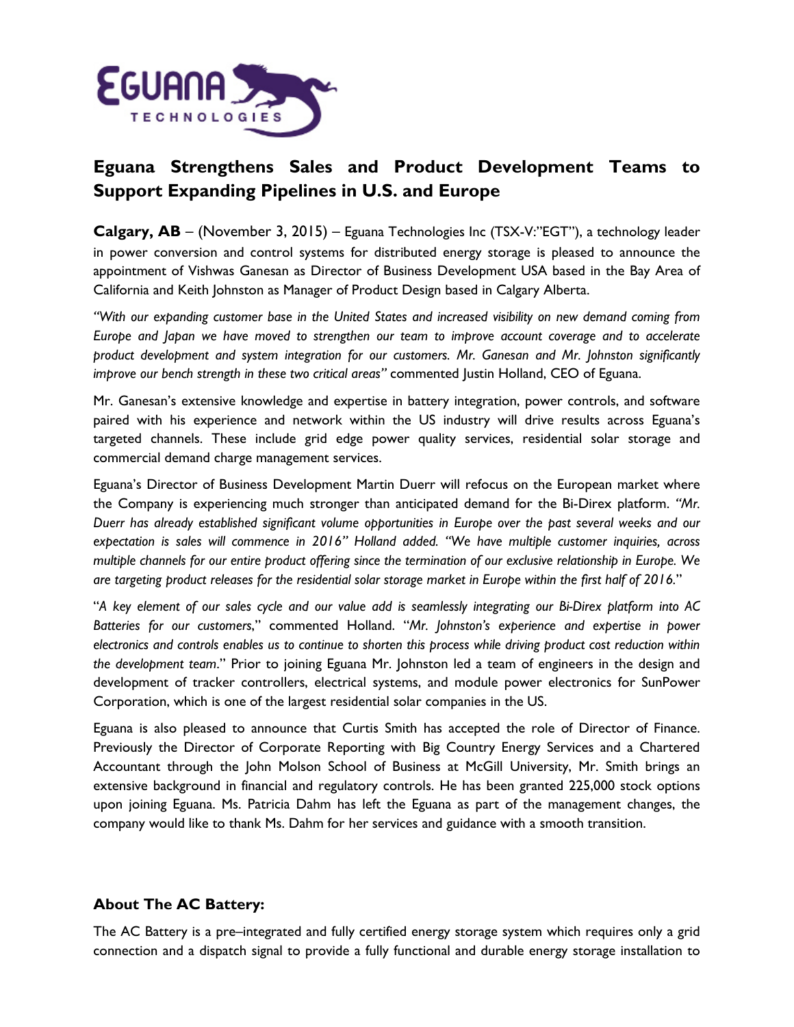# Eguana Strengthens Sales and Product Development Teams to Support Expanding Pipelines in U.S. and Europe

**Calgary, AB** – (November 3, 2015) – Eguana Technologies Inc (TSX-V:"EGT"), a technology leader in power conversion and control systems for distributed energy storage is pleased to announce the appointment of Vishwas Ganesan as Director of Business Development USA based in the Bay Area of California and Keith Johnston as Manager of Product Design based in Calgary Alberta.

*"With our expanding customer base in the United States and increased visibility on new demand coming from Europe and Japan we have moved to strengthen our team to improve account coverage and to accelerate product development and system integration for our customers. Mr. Ganesan and Mr. Johnston significantly improve our bench strength in these two critical areas"* commented Justin Holland, CEO of Eguana.

Mr. Ganesan's extensive knowledge and expertise in battery integration, power controls, and software paired with his experience and network within the US industry will drive results across Eguana's targeted channels. These include grid edge power quality services, residential solar storage and commercial demand charge management services.

Eguana's Director of Business Development Martin Duerr will refocus on the European market where the Company is experiencing much stronger than anticipated demand for the Bi-Direx platform. *"Mr. Duerr has already established significant volume opportunities in Europe over the past several weeks and our expectation is sales will commence in 2016"* Holland added. *"We have multiple customer inquiries, across multiple channels for our entire product offering since the termination of our exclusive relationship in Europe. We are targeting product releases for the residential solar storage market in Europe within the first half of 2016.*"

"*A key element of our sales cycle and our value add is seamlessly integrating our Bi-Direx platform into AC Batteries for our customers*," commented Holland. "*Mr. Johnston's experience and expertise in power electronics and controls enables us to continue to shorten this process while driving product cost reduction within the development team*." Prior to joining Eguana Mr. Johnston led a team of engineers in the design and development of tracker controllers, electrical systems, and module power electronics for SunPower Corporation, which is one of the largest residential solar companies in the US.

Eguana is also pleased to announce that Curtis Smith has accepted the role of Director of Finance. Previously the Director of Corporate Reporting with Big Country Energy Services and a Chartered Accountant through the John Molson School of Business at McGill University, Mr. Smith brings an extensive background in financial and regulatory controls. He has been granted 225,000 stock options upon joining Eguana. Ms. Patricia Dahm has left the Eguana as part of the management changes, the company would like to thank Ms. Dahm for her services and guidance with a smooth transition.

## About The AC Battery:

The AC Battery is a pre–integrated and fully certified energy storage system which requires only a grid connection and a dispatch signal to provide a fully functional and durable energy storage installation to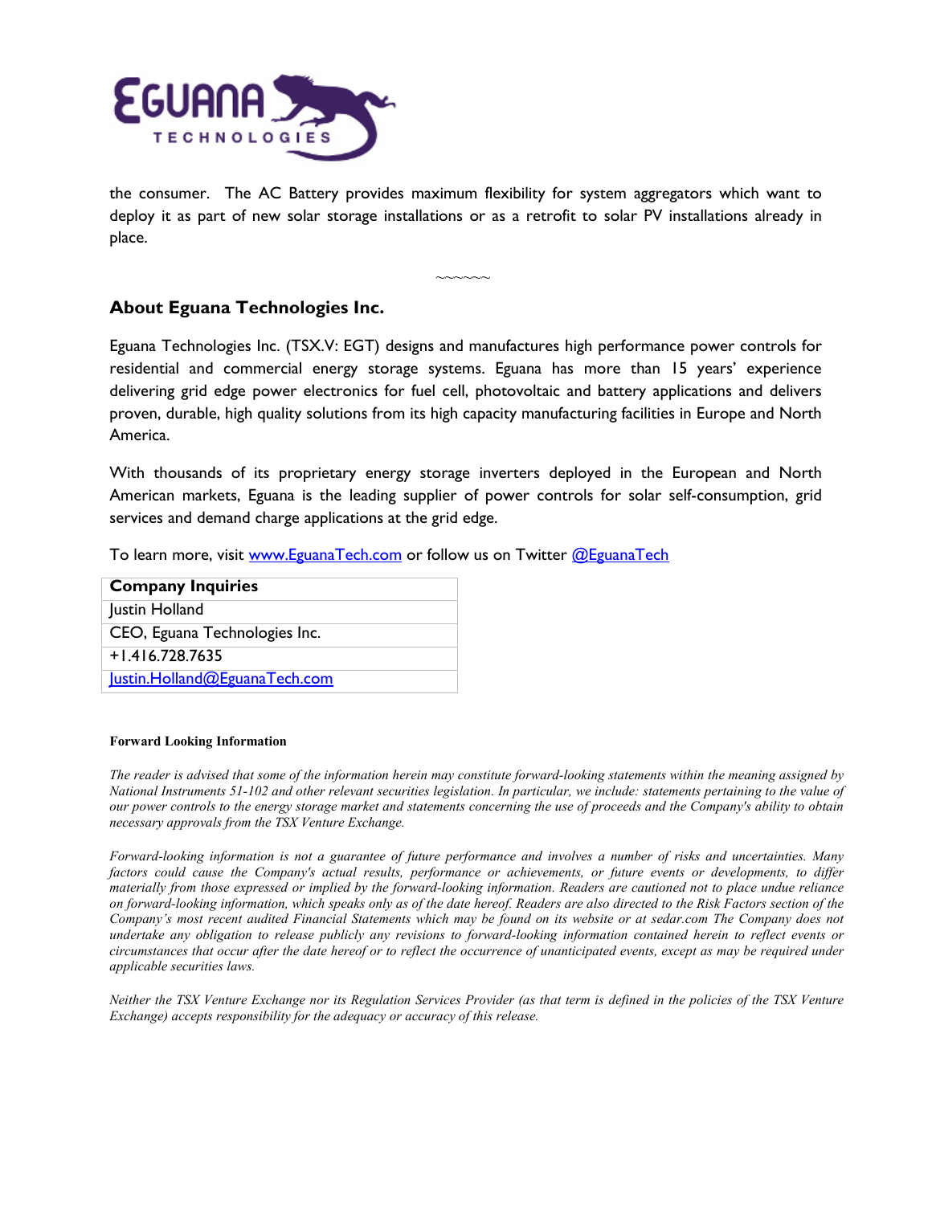the consumer. The AC Battery provides maximum flexibility for system aggregators which want to deploy it as part of new solar storage installations or as a retrofit to solar PV installations already in place.

~~~~~~

## About Eguana Technologies Inc.

Eguana Technologies Inc. (TSX.V: EGT) designs and manufactures high performance power controls for residential and commercial energy storage systems. Eguana has more than 15 years' experience delivering grid edge power electronics for fuel cell, photovoltaic and battery applications and delivers proven, durable, high quality solutions from its high capacity manufacturing facilities in Europe and North America.

With thousands of its proprietary energy storage inverters deployed in the European and North American markets, Eguana is the leading supplier of power controls for solar self-consumption, grid services and demand charge applications at the grid edge.

To learn more, visit www.EguanaTech.com or follow us on Twitter @EguanaTech

| **Company Inquiries** |
|---|
| Justin Holland |
| CEO, Eguana Technologies Inc. |
| +1.416.728.7635 |
| Justin.Holland@EguanaTech.com |

**Forward Looking Information**

*The reader is advised that some of the information herein may constitute forward-looking statements within the meaning assigned by National Instruments 51-102 and other relevant securities legislation. In particular, we include: statements pertaining to the value of our power controls to the energy storage market and statements concerning the use of proceeds and the Company's ability to obtain necessary approvals from the TSX Venture Exchange.*

*Forward-looking information is not a guarantee of future performance and involves a number of risks and uncertainties. Many factors could cause the Company's actual results, performance or achievements, or future events or developments, to differ materially from those expressed or implied by the forward-looking information. Readers are cautioned not to place undue reliance on forward-looking information, which speaks only as of the date hereof. Readers are also directed to the Risk Factors section of the Company's most recent audited Financial Statements which may be found on its website or at sedar.com The Company does not undertake any obligation to release publicly any revisions to forward-looking information contained herein to reflect events or circumstances that occur after the date hereof or to reflect the occurrence of unanticipated events, except as may be required under applicable securities laws.*

*Neither the TSX Venture Exchange nor its Regulation Services Provider (as that term is defined in the policies of the TSX Venture Exchange) accepts responsibility for the adequacy or accuracy of this release.*